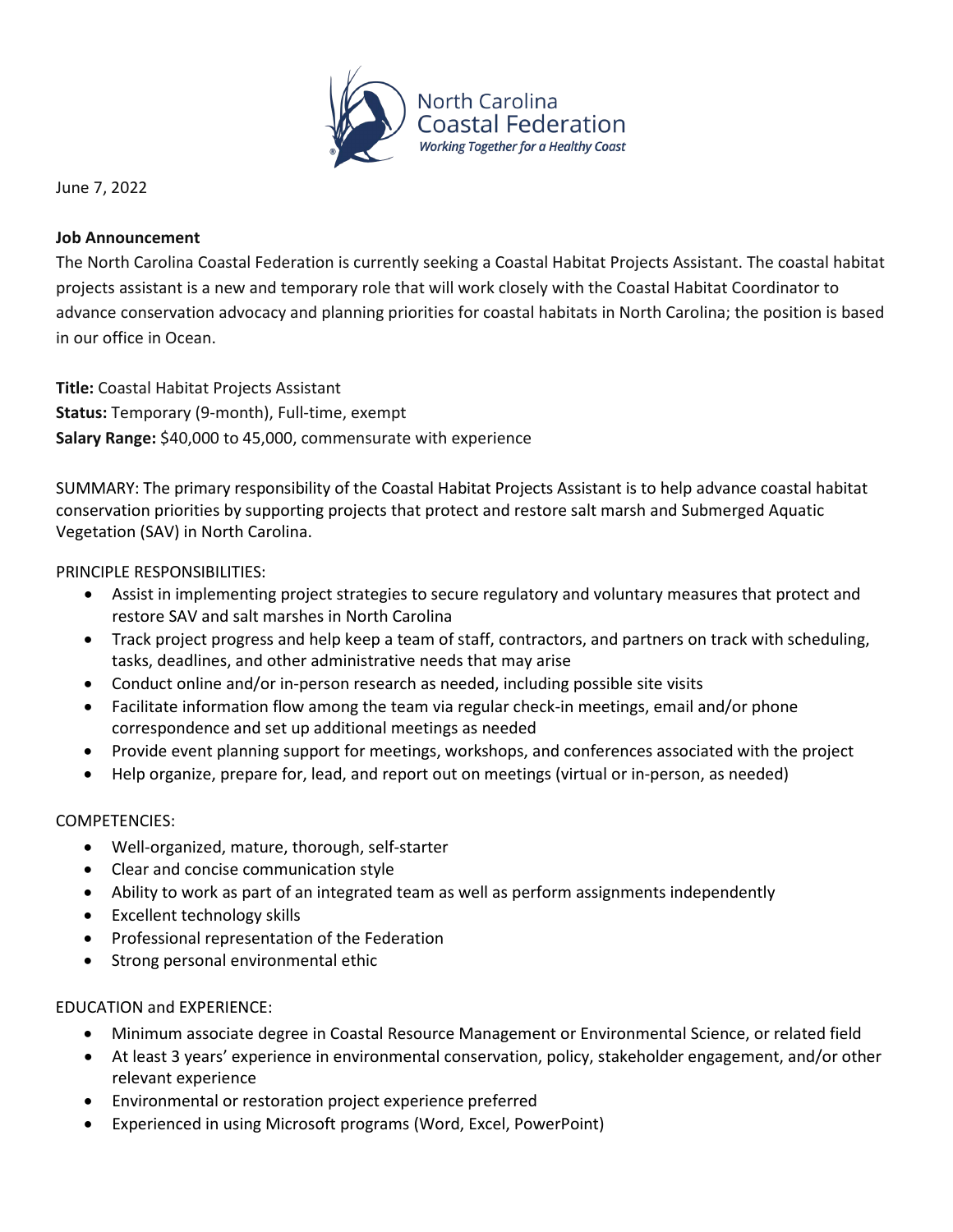North Carolina Coastal Federation
*Working Together for a Healthy Coast*

June 7, 2022

**Job Announcement**

The North Carolina Coastal Federation is currently seeking a Coastal Habitat Projects Assistant. The coastal habitat projects assistant is a new and temporary role that will work closely with the Coastal Habitat Coordinator to advance conservation advocacy and planning priorities for coastal habitats in North Carolina; the position is based in our office in Ocean.

**Title:** Coastal Habitat Projects Assistant
**Status:** Temporary (9-month), Full-time, exempt
**Salary Range:** $40,000 to 45,000, commensurate with experience

SUMMARY: The primary responsibility of the Coastal Habitat Projects Assistant is to help advance coastal habitat conservation priorities by supporting projects that protect and restore salt marsh and Submerged Aquatic Vegetation (SAV) in North Carolina.

PRINCIPLE RESPONSIBILITIES:

- Assist in implementing project strategies to secure regulatory and voluntary measures that protect and restore SAV and salt marshes in North Carolina
- Track project progress and help keep a team of staff, contractors, and partners on track with scheduling, tasks, deadlines, and other administrative needs that may arise
- Conduct online and/or in-person research as needed, including possible site visits
- Facilitate information flow among the team via regular check-in meetings, email and/or phone correspondence and set up additional meetings as needed
- Provide event planning support for meetings, workshops, and conferences associated with the project
- Help organize, prepare for, lead, and report out on meetings (virtual or in-person, as needed)

COMPETENCIES:

- Well-organized, mature, thorough, self-starter
- Clear and concise communication style
- Ability to work as part of an integrated team as well as perform assignments independently
- Excellent technology skills
- Professional representation of the Federation
- Strong personal environmental ethic

EDUCATION and EXPERIENCE:

- Minimum associate degree in Coastal Resource Management or Environmental Science, or related field
- At least 3 years' experience in environmental conservation, policy, stakeholder engagement, and/or other relevant experience
- Environmental or restoration project experience preferred
- Experienced in using Microsoft programs (Word, Excel, PowerPoint)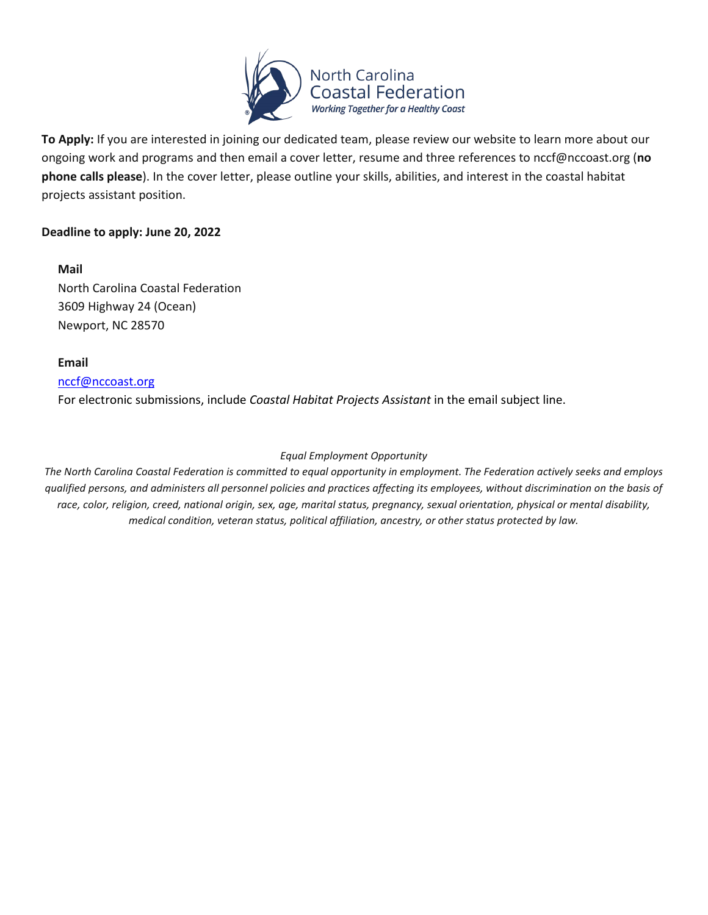**To Apply:** If you are interested in joining our dedicated team, please review our website to learn more about our ongoing work and programs and then email a cover letter, resume and three references to nccf@nccoast.org (**no phone calls please**). In the cover letter, please outline your skills, abilities, and interest in the coastal habitat projects assistant position.

**Deadline to apply: June 20, 2022**

**Mail**
North Carolina Coastal Federation
3609 Highway 24 (Ocean)
Newport, NC 28570

**Email**
nccf@nccoast.org
For electronic submissions, include *Coastal Habitat Projects Assistant* in the email subject line.

*Equal Employment Opportunity*

*The North Carolina Coastal Federation is committed to equal opportunity in employment. The Federation actively seeks and employs qualified persons, and administers all personnel policies and practices affecting its employees, without discrimination on the basis of race, color, religion, creed, national origin, sex, age, marital status, pregnancy, sexual orientation, physical or mental disability, medical condition, veteran status, political affiliation, ancestry, or other status protected by law.*